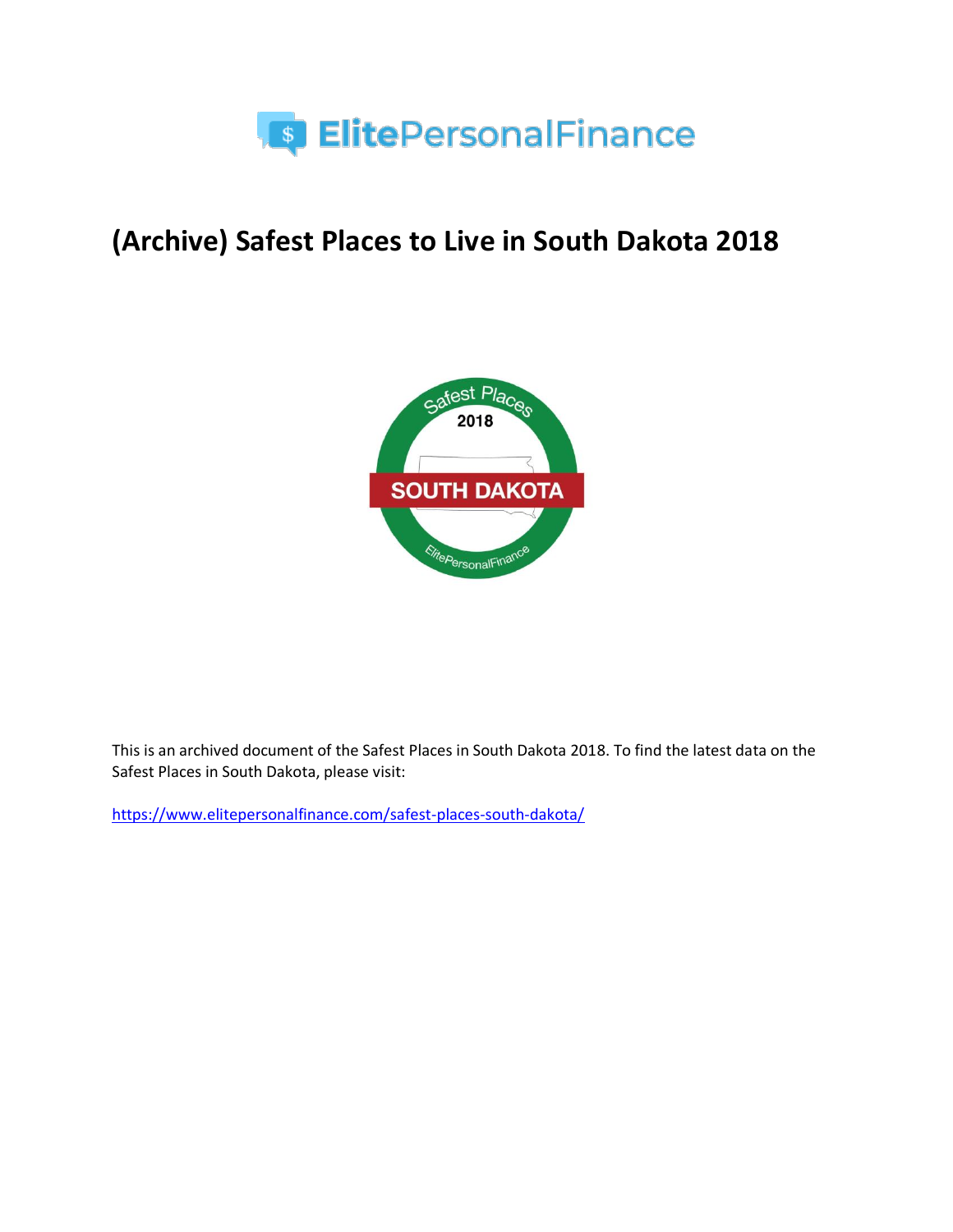# (Archive) Safest Places to Live in South Dakota 2018

This is an archived document of the Safest Places in South Dakota 2018. To find the latest data on the Safest Places in South Dakota, please visit:

https://www.elitepersonalfinance.com/safest-places-south-dakota/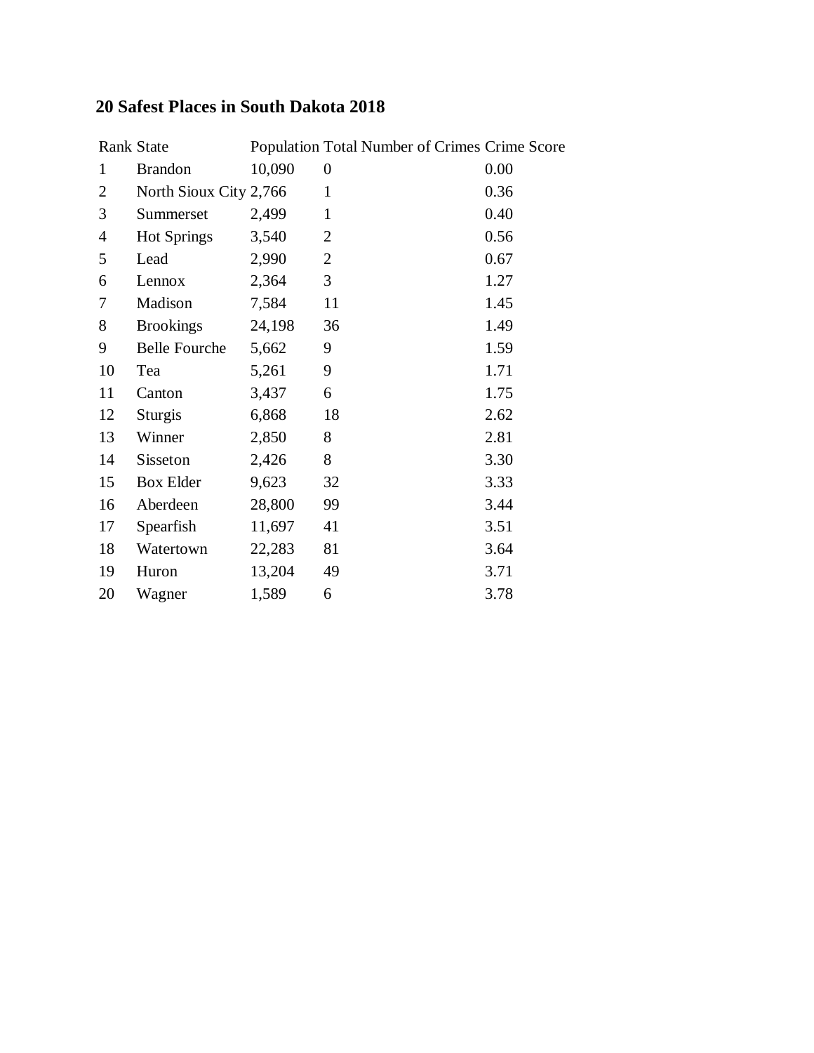## 20 Safest Places in South Dakota 2018

| Rank | State | Population | Total Number of Crimes | Crime Score |
|---|---|---|---|---|
| 1 | Brandon | 10,090 | 0 | 0.00 |
| 2 | North Sioux City | 2,766 | 1 | 0.36 |
| 3 | Summerset | 2,499 | 1 | 0.40 |
| 4 | Hot Springs | 3,540 | 2 | 0.56 |
| 5 | Lead | 2,990 | 2 | 0.67 |
| 6 | Lennox | 2,364 | 3 | 1.27 |
| 7 | Madison | 7,584 | 11 | 1.45 |
| 8 | Brookings | 24,198 | 36 | 1.49 |
| 9 | Belle Fourche | 5,662 | 9 | 1.59 |
| 10 | Tea | 5,261 | 9 | 1.71 |
| 11 | Canton | 3,437 | 6 | 1.75 |
| 12 | Sturgis | 6,868 | 18 | 2.62 |
| 13 | Winner | 2,850 | 8 | 2.81 |
| 14 | Sisseton | 2,426 | 8 | 3.30 |
| 15 | Box Elder | 9,623 | 32 | 3.33 |
| 16 | Aberdeen | 28,800 | 99 | 3.44 |
| 17 | Spearfish | 11,697 | 41 | 3.51 |
| 18 | Watertown | 22,283 | 81 | 3.64 |
| 19 | Huron | 13,204 | 49 | 3.71 |
| 20 | Wagner | 1,589 | 6 | 3.78 |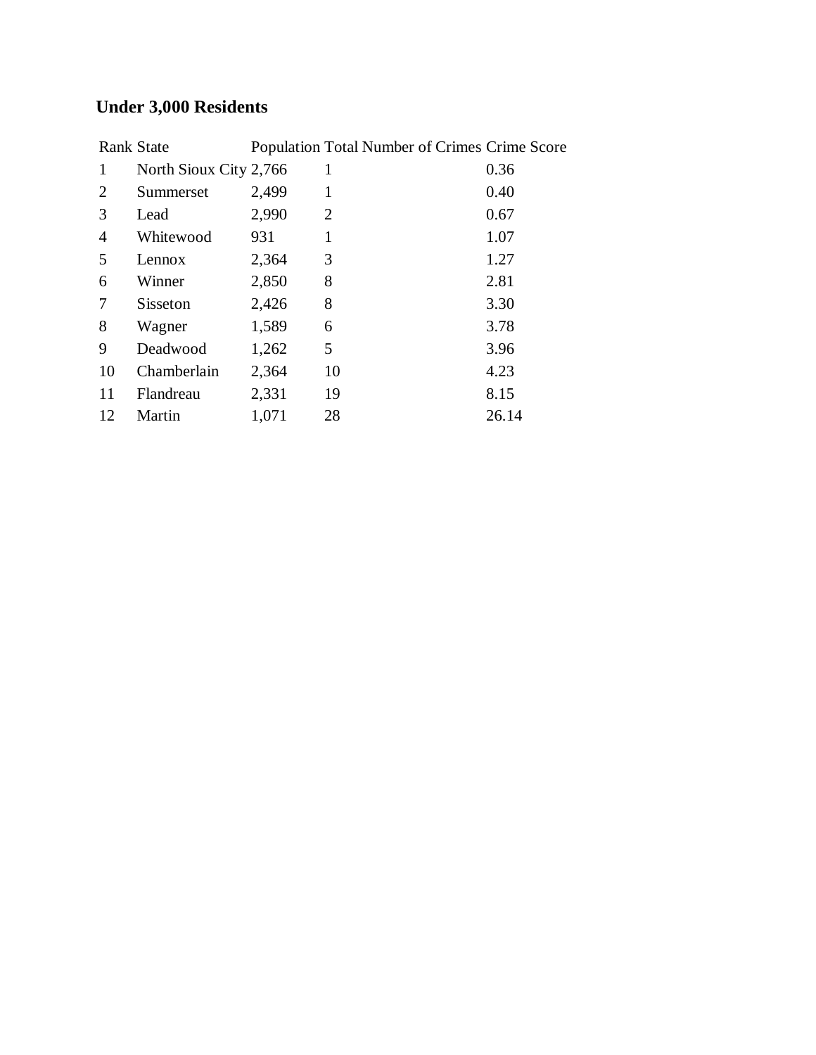## Under 3,000 Residents

| Rank | State | Population | Total Number of Crimes | Crime Score |
|---|---|---|---|---|
| 1 | North Sioux City | 2,766 | 1 | 0.36 |
| 2 | Summerset | 2,499 | 1 | 0.40 |
| 3 | Lead | 2,990 | 2 | 0.67 |
| 4 | Whitewood | 931 | 1 | 1.07 |
| 5 | Lennox | 2,364 | 3 | 1.27 |
| 6 | Winner | 2,850 | 8 | 2.81 |
| 7 | Sisseton | 2,426 | 8 | 3.30 |
| 8 | Wagner | 1,589 | 6 | 3.78 |
| 9 | Deadwood | 1,262 | 5 | 3.96 |
| 10 | Chamberlain | 2,364 | 10 | 4.23 |
| 11 | Flandreau | 2,331 | 19 | 8.15 |
| 12 | Martin | 1,071 | 28 | 26.14 |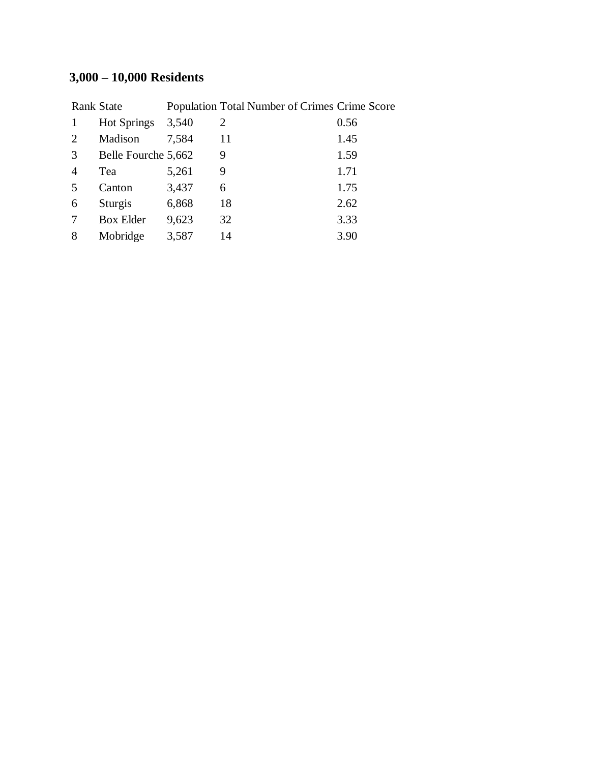### 3,000 – 10,000 Residents

| Rank | State | Population | Total Number of Crimes | Crime Score |
|---|---|---|---|---|
| 1 | Hot Springs | 3,540 | 2 | 0.56 |
| 2 | Madison | 7,584 | 11 | 1.45 |
| 3 | Belle Fourche | 5,662 | 9 | 1.59 |
| 4 | Tea | 5,261 | 9 | 1.71 |
| 5 | Canton | 3,437 | 6 | 1.75 |
| 6 | Sturgis | 6,868 | 18 | 2.62 |
| 7 | Box Elder | 9,623 | 32 | 3.33 |
| 8 | Mobridge | 3,587 | 14 | 3.90 |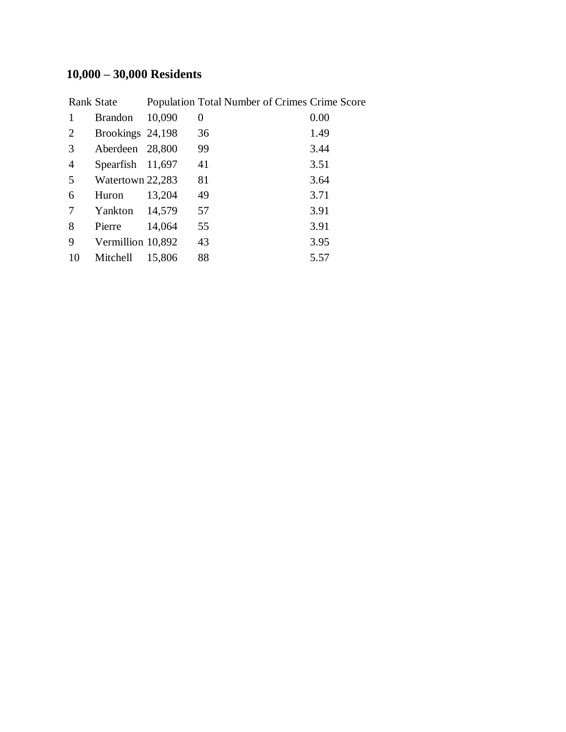## 10,000 – 30,000 Residents

| Rank | State | Population | Total Number of Crimes | Crime Score |
|---|---|---|---|---|
| 1 | Brandon | 10,090 | 0 | 0.00 |
| 2 | Brookings | 24,198 | 36 | 1.49 |
| 3 | Aberdeen | 28,800 | 99 | 3.44 |
| 4 | Spearfish | 11,697 | 41 | 3.51 |
| 5 | Watertown | 22,283 | 81 | 3.64 |
| 6 | Huron | 13,204 | 49 | 3.71 |
| 7 | Yankton | 14,579 | 57 | 3.91 |
| 8 | Pierre | 14,064 | 55 | 3.91 |
| 9 | Vermillion | 10,892 | 43 | 3.95 |
| 10 | Mitchell | 15,806 | 88 | 5.57 |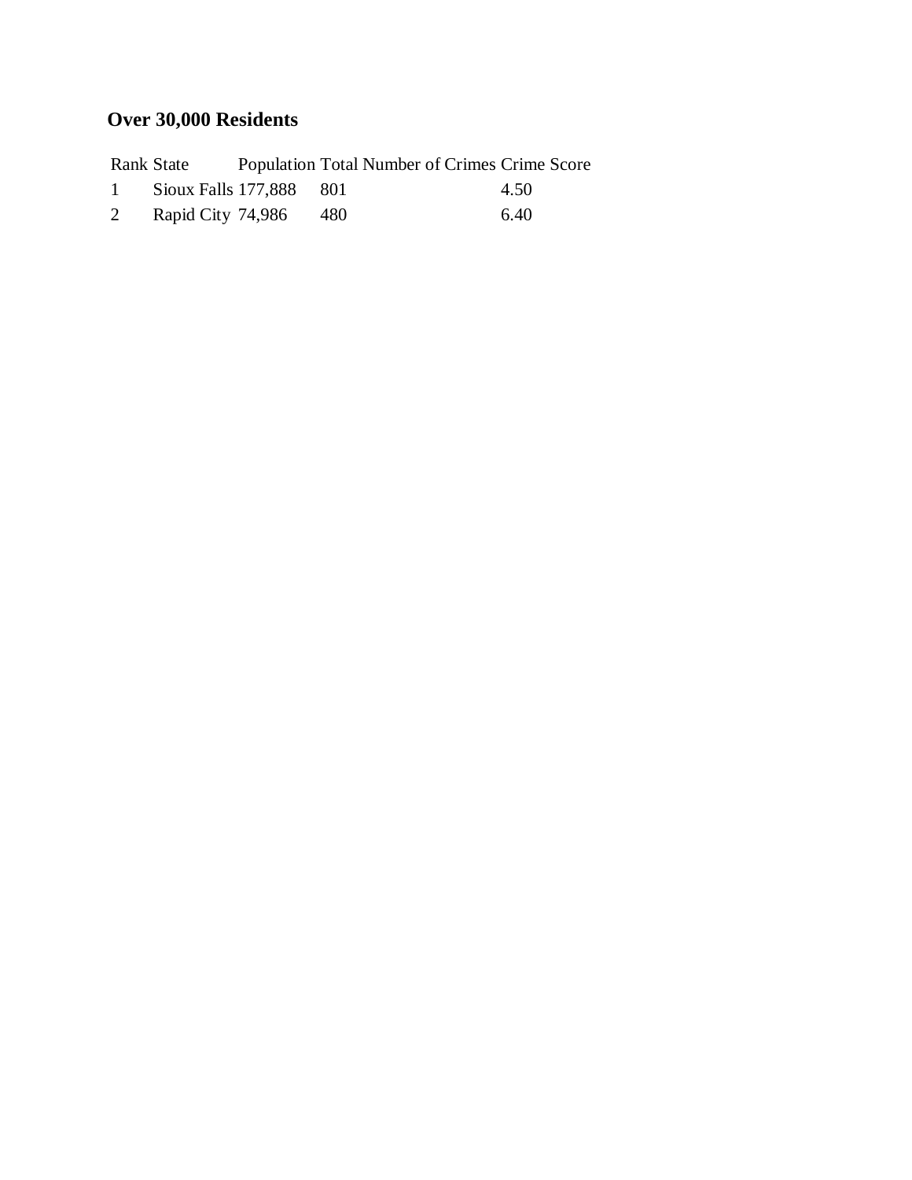### Over 30,000 Residents

| Rank | State | Population | Total Number of Crimes | Crime Score |
|---|---|---|---|---|
| 1 | Sioux Falls | 177,888 | 801 | 4.50 |
| 2 | Rapid City | 74,986 | 480 | 6.40 |